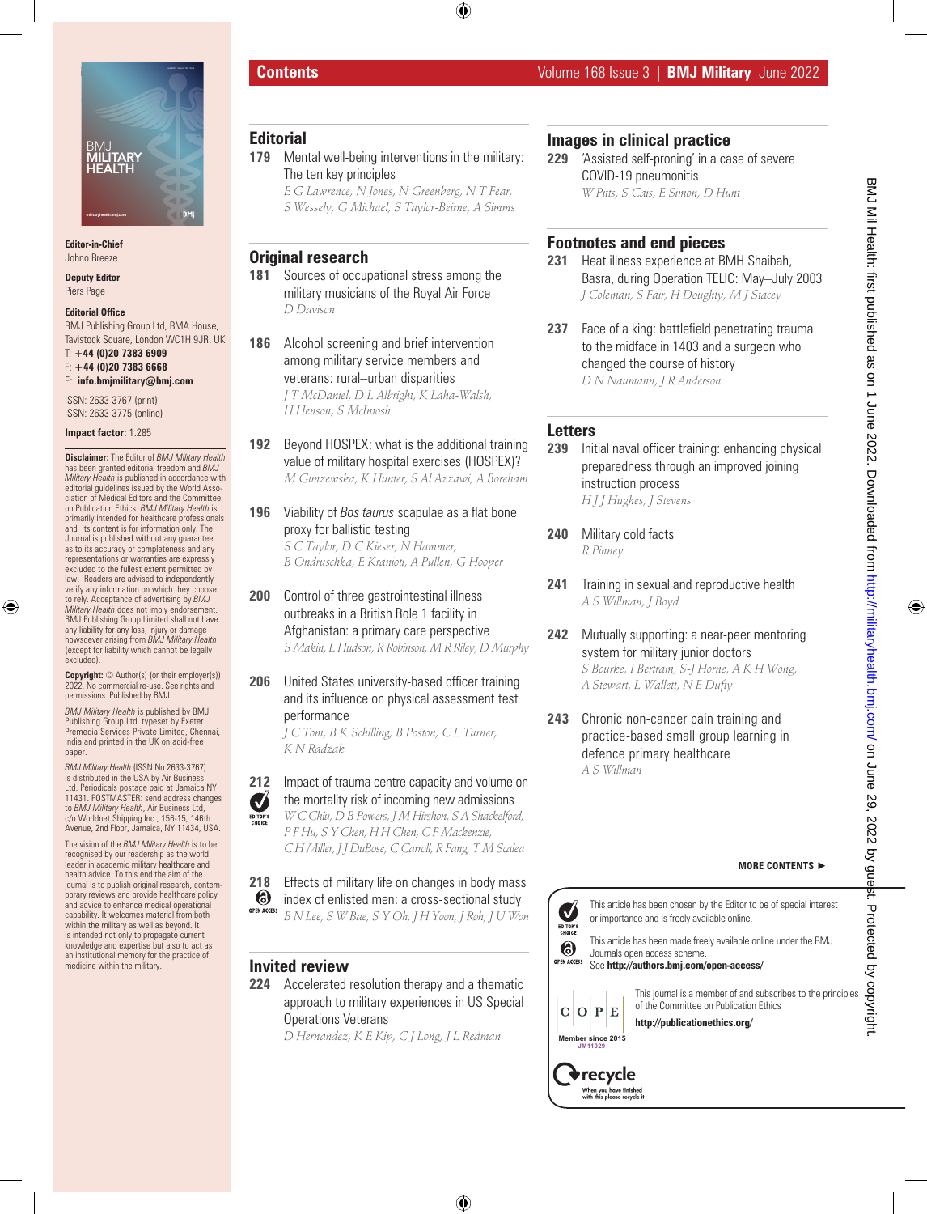# Contents

Volume 168 Issue 3 | **BMJ Military** June 2022

**Editor-in-Chief**
Johno Breeze

**Deputy Editor**
Piers Page

**Editorial Office**
BMJ Publishing Group Ltd, BMA House, Tavistock Square, London WC1H 9JR, UK
T: **+44 (0)20 7383 6909**
F: **+44 (0)20 7383 6668**
E: **info.bmjmilitary@bmj.com**

ISSN: 2633-3767 (print)
ISSN: 2633-3775 (online)

**Impact factor:** 1.285

**Disclaimer:** The Editor of *BMJ Military Health* has been granted editorial freedom and *BMJ Military Health* is published in accordance with editorial guidelines issued by the World Association of Medical Editors and the Committee on Publication Ethics. *BMJ Military Health* is primarily intended for healthcare professionals and its content is for information only. The Journal is published without any guarantee as to its accuracy or completeness and any representations or warranties are expressly excluded to the fullest extent permitted by law. Readers are advised to independently verify any information on which they choose to rely. Acceptance of advertising by *BMJ Military Health* does not imply endorsement. BMJ Publishing Group Limited shall not have any liability for any loss, injury or damage howsoever arising from *BMJ Military Health* (except for liability which cannot be legally excluded).

**Copyright:** © Author(s) (or their employer(s)) 2022. No commercial re-use. See rights and permissions. Published by BMJ.

*BMJ Military Health* is published by BMJ Publishing Group Ltd, typeset by Exeter Premedia Services Private Limited, Chennai, India and printed in the UK on acid-free paper.

*BMJ Military Health* (ISSN No 2633-3767) is distributed in the USA by Air Business Ltd. Periodicals postage paid at Jamaica NY 11431. POSTMASTER: send address changes to *BMJ Military Health*, Air Business Ltd, c/o Worldnet Shipping Inc., 156-15, 146th Avenue, 2nd Floor, Jamaica, NY 11434, USA.

The vision of the *BMJ Military Health* is to be recognised by our readership as the world leader in academic military healthcare and health advice. To this end the aim of the journal is to publish original research, contemporary reviews and provide healthcare policy and advice to enhance medical operational capability. It welcomes material from both within the military as well as beyond. It is intended not only to propagate current knowledge and expertise but also to act as an institutional memory for the practice of medicine within the military.

## Editorial

**179** Mental well-being interventions in the military: The ten key principles
*E G Lawrence, N Jones, N Greenberg, N T Fear, S Wessely, G Michael, S Taylor-Beirne, A Simms*

## Original research

**181** Sources of occupational stress among the military musicians of the Royal Air Force
*D Davison*

**186** Alcohol screening and brief intervention among military service members and veterans: rural–urban disparities
*J T McDaniel, D L Albright, K Laha-Walsh, H Henson, S McIntosh*

**192** Beyond HOSPEX: what is the additional training value of military hospital exercises (HOSPEX)?
*M Gimzewska, K Hunter, S Al Azzawi, A Boreham*

**196** Viability of *Bos taurus* scapulae as a flat bone proxy for ballistic testing
*S C Taylor, D C Kieser, N Hammer, B Ondruschka, E Kranioti, A Pullen, G Hooper*

**200** Control of three gastrointestinal illness outbreaks in a British Role 1 facility in Afghanistan: a primary care perspective
*S Makin, L Hudson, R Robinson, M R Riley, D Murphy*

**206** United States university-based officer training and its influence on physical assessment test performance
*J C Tom, B K Schilling, B Poston, C L Turner, K N Radzak*

**212** (EDITOR'S CHOICE) Impact of trauma centre capacity and volume on the mortality risk of incoming new admissions
*W C Chiu, D B Powers, J M Hirshon, S A Shackelford, P F Hu, S Y Chen, H H Chen, C F Mackenzie, C H Miller, J J DuBose, C Carroll, R Fang, T M Scalea*

**218** (OPEN ACCESS) Effects of military life on changes in body mass index of enlisted men: a cross-sectional study
*B N Lee, S W Bae, S Y Oh, J H Yoon, J Roh, J U Won*

## Invited review

**224** Accelerated resolution therapy and a thematic approach to military experiences in US Special Operations Veterans
*D Hernandez, K E Kip, C J Long, J L Redman*

## Images in clinical practice

**229** 'Assisted self-proning' in a case of severe COVID-19 pneumonitis
*W Pitts, S Cais, E Simon, D Hunt*

## Footnotes and end pieces

**231** Heat illness experience at BMH Shaibah, Basra, during Operation TELIC: May–July 2003
*J Coleman, S Fair, H Doughty, M J Stacey*

**237** Face of a king: battlefield penetrating trauma to the midface in 1403 and a surgeon who changed the course of history
*D N Naumann, J R Anderson*

## Letters

**239** Initial naval officer training: enhancing physical preparedness through an improved joining instruction process
*H J J Hughes, J Stevens*

**240** Military cold facts
*R Pinney*

**241** Training in sexual and reproductive health
*A S Willman, J Boyd*

**242** Mutually supporting: a near-peer mentoring system for military junior doctors
*S Bourke, I Bertram, S-J Horne, A K H Wong, A Stewart, L Wallett, N E Dufty*

**243** Chronic non-cancer pain training and practice-based small group learning in defence primary healthcare
*A S Willman*

**MORE CONTENTS ►**

EDITOR'S CHOICE: This article has been chosen by the Editor to be of special interest or importance and is freely available online.

OPEN ACCESS: This article has been made freely available online under the BMJ Journals open access scheme. See **http://authors.bmj.com/open-access/**

COPE Member since 2015 JM11029: This journal is a member of and subscribes to the principles of the Committee on Publication Ethics
**http://publicationethics.org/**

recycle — When you have finished with this please recycle it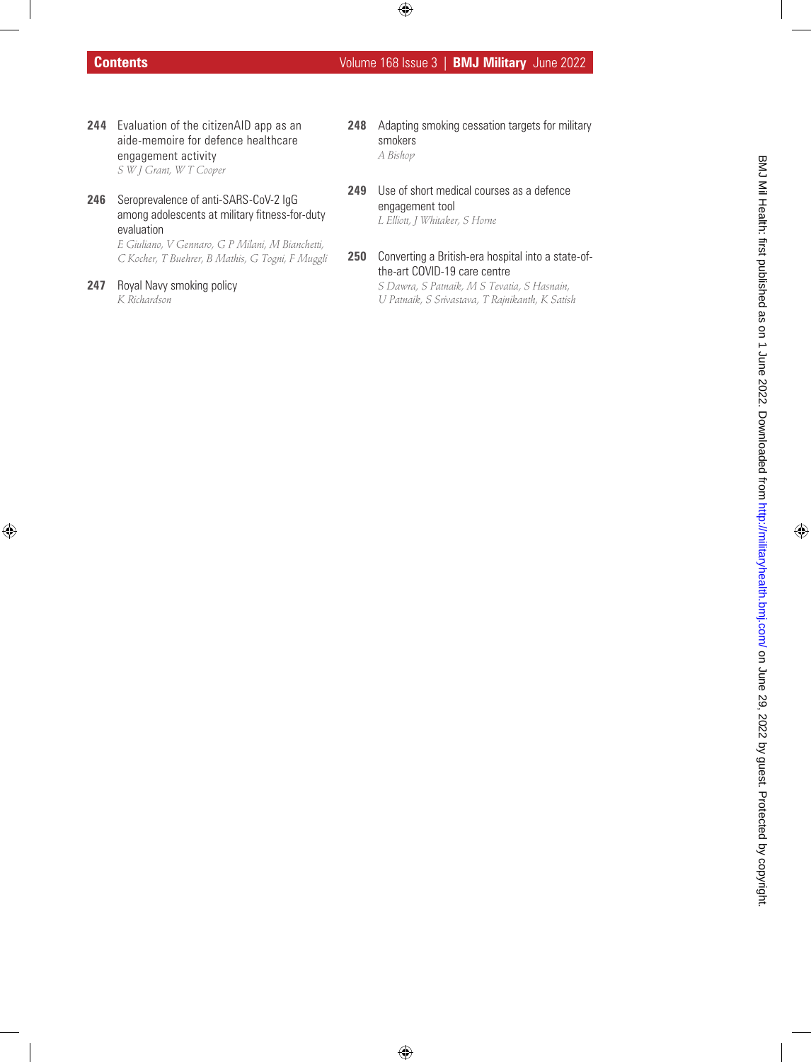## Contents

**244** Evaluation of the citizenAID app as an aide-memoire for defence healthcare engagement activity
*S W J Grant, W T Cooper*

**246** Seroprevalence of anti-SARS-CoV-2 IgG among adolescents at military fitness-for-duty evaluation
*E Giuliano, V Gennaro, G P Milani, M Bianchetti, C Kocher, T Buehrer, B Mathis, G Togni, F Muggli*

**247** Royal Navy smoking policy
*K Richardson*

**248** Adapting smoking cessation targets for military smokers
*A Bishop*

**249** Use of short medical courses as a defence engagement tool
*L Elliott, J Whitaker, S Horne*

**250** Converting a British-era hospital into a state-of-the-art COVID-19 care centre
*S Dawra, S Patnaik, M S Tevatia, S Hasnain, U Patnaik, S Srivastava, T Rajnikanth, K Satish*